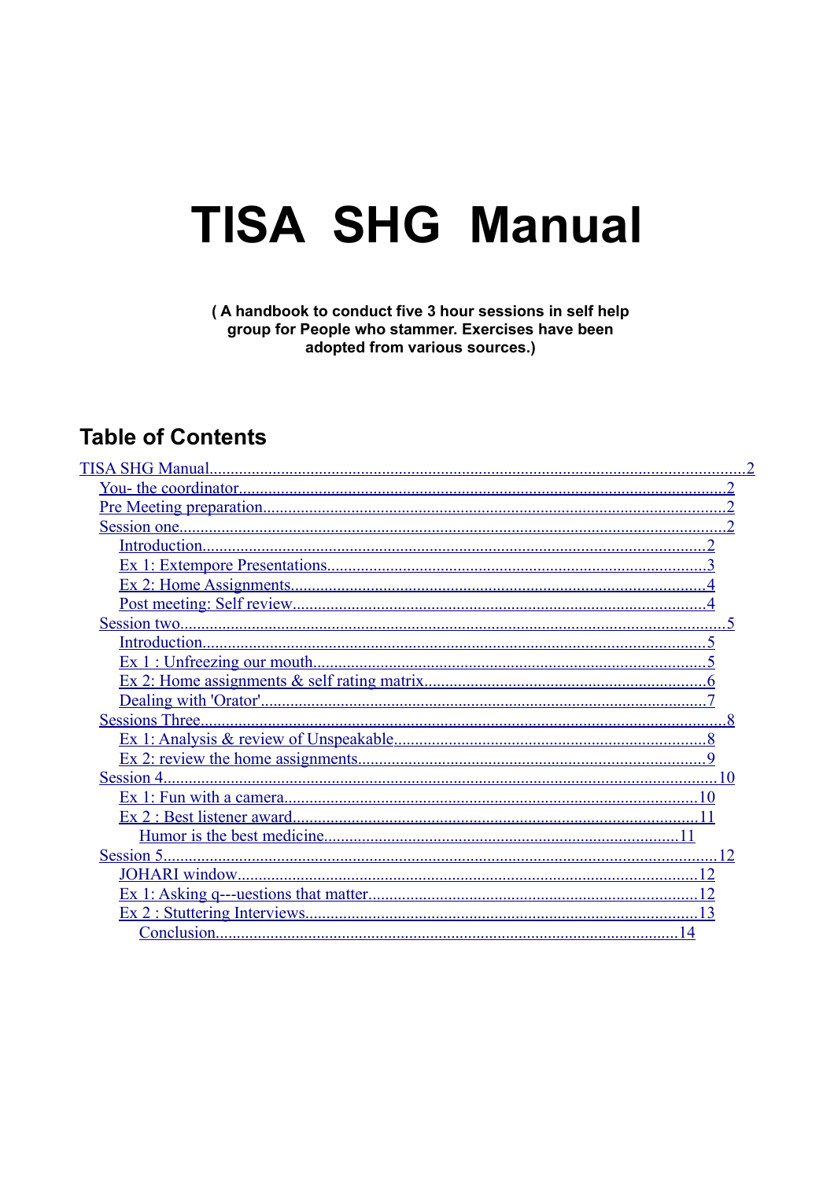# TISA SHG Manual

**( A handbook to conduct five 3 hour sessions in self help group for People who stammer. Exercises have been adopted from various sources.)**

## Table of Contents

- TISA SHG Manual.....2
  - You- the coordinator.....2
  - Pre Meeting preparation.....2
  - Session one.....2
    - Introduction.....2
    - Ex 1: Extempore Presentations.....3
    - Ex 2: Home Assignments.....4
    - Post meeting: Self review.....4
  - Session two.....5
    - Introduction.....5
    - Ex 1 : Unfreezing our mouth.....5
    - Ex 2: Home assignments & self rating matrix.....6
    - Dealing with 'Orator'.....7
  - Sessions Three.....8
    - Ex 1: Analysis & review of Unspeakable.....8
    - Ex 2: review the home assignments.....9
  - Session 4.....10
    - Ex 1: Fun with a camera.....10
    - Ex 2 : Best listener award.....11
      - Humor is the best medicine.....11
  - Session 5.....12
    - JOHARI window.....12
    - Ex 1: Asking q---uestions that matter.....12
    - Ex 2 : Stuttering Interviews.....13
      - Conclusion.....14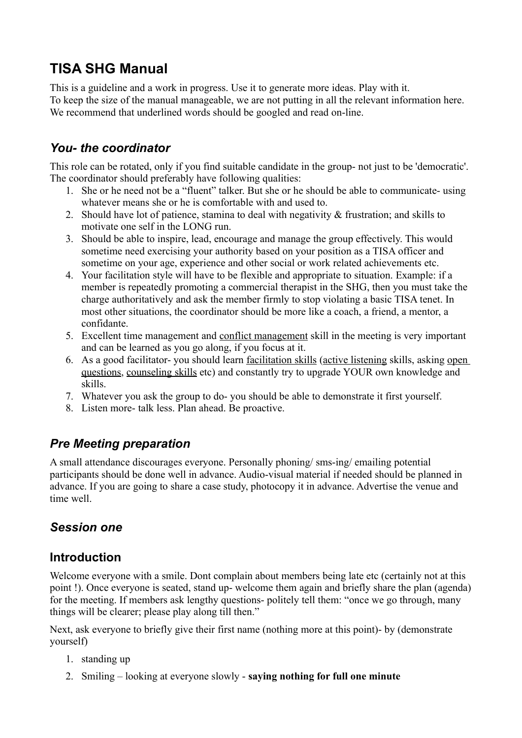# TISA SHG Manual

This is a guideline and a work in progress. Use it to generate more ideas. Play with it.
To keep the size of the manual manageable, we are not putting in all the relevant information here. We recommend that underlined words should be googled and read on-line.

## *You- the coordinator*

This role can be rotated, only if you find suitable candidate in the group- not just to be 'democratic'. The coordinator should preferably have following qualities:

1. She or he need not be a “fluent” talker. But she or he should be able to communicate- using whatever means she or he is comfortable with and used to.
2. Should have lot of patience, stamina to deal with negativity & frustration; and skills to motivate one self in the LONG run.
3. Should be able to inspire, lead, encourage and manage the group effectively. This would sometime need exercising your authority based on your position as a TISA officer and sometime on your age, experience and other social or work related achievements etc.
4. Your facilitation style will have to be flexible and appropriate to situation. Example: if a member is repeatedly promoting a commercial therapist in the SHG, then you must take the charge authoritatively and ask the member firmly to stop violating a basic TISA tenet. In most other situations, the coordinator should be more like a coach, a friend, a mentor, a confidante.
5. Excellent time management and conflict management skill in the meeting is very important and can be learned as you go along, if you focus at it.
6. As a good facilitator- you should learn facilitation skills (active listening skills, asking open questions, counseling skills etc) and constantly try to upgrade YOUR own knowledge and skills.
7. Whatever you ask the group to do- you should be able to demonstrate it first yourself.
8. Listen more- talk less. Plan ahead. Be proactive.

## *Pre Meeting preparation*

A small attendance discourages everyone. Personally phoning/ sms-ing/ emailing potential participants should be done well in advance. Audio-visual material if needed should be planned in advance. If you are going to share a case study, photocopy it in advance. Advertise the venue and time well.

## *Session one*

### Introduction

Welcome everyone with a smile. Dont complain about members being late etc (certainly not at this point !). Once everyone is seated, stand up- welcome them again and briefly share the plan (agenda) for the meeting. If members ask lengthy questions- politely tell them: “once we go through, many things will be clearer; please play along till then.”

Next, ask everyone to briefly give their first name (nothing more at this point)- by (demonstrate yourself)

1. standing up
2. Smiling – looking at everyone slowly - **saying nothing for full one minute**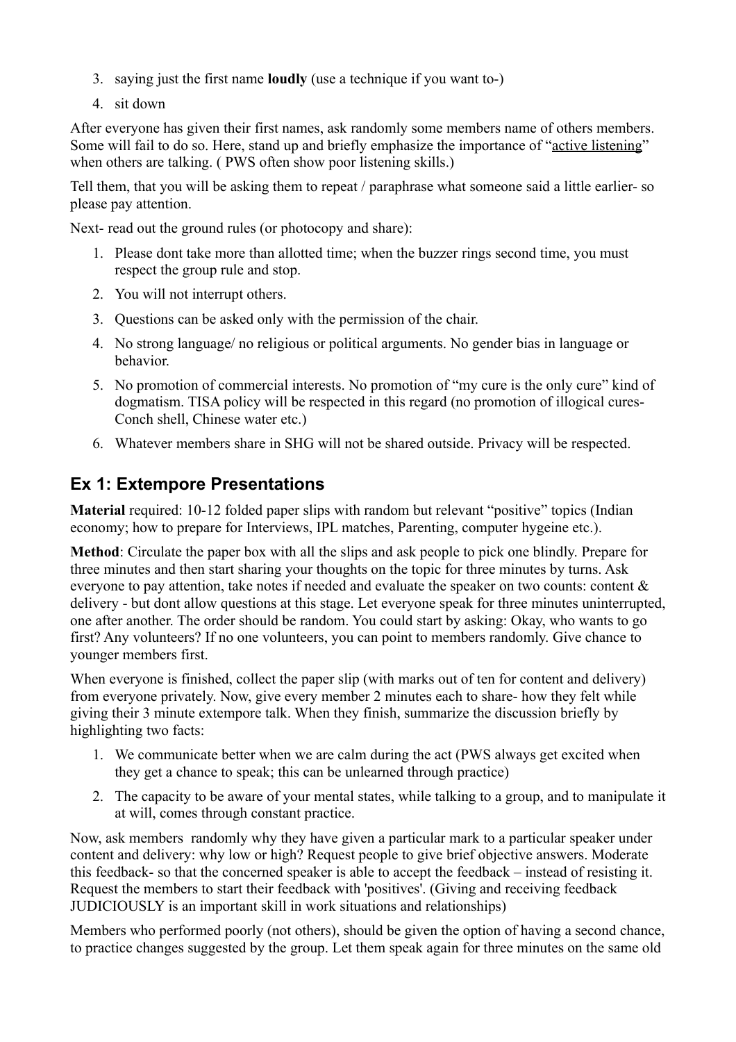3. saying just the first name **loudly** (use a technique if you want to-)
4. sit down

After everyone has given their first names, ask randomly some members name of others members. Some will fail to do so. Here, stand up and briefly emphasize the importance of "active listening" when others are talking. ( PWS often show poor listening skills.)

Tell them, that you will be asking them to repeat / paraphrase what someone said a little earlier- so please pay attention.

Next- read out the ground rules (or photocopy and share):

1. Please dont take more than allotted time; when the buzzer rings second time, you must respect the group rule and stop.
2. You will not interrupt others.
3. Questions can be asked only with the permission of the chair.
4. No strong language/ no religious or political arguments. No gender bias in language or behavior.
5. No promotion of commercial interests. No promotion of "my cure is the only cure" kind of dogmatism. TISA policy will be respected in this regard (no promotion of illogical cures- Conch shell, Chinese water etc.)
6. Whatever members share in SHG will not be shared outside. Privacy will be respected.

## Ex 1: Extempore Presentations

**Material** required: 10-12 folded paper slips with random but relevant "positive" topics (Indian economy; how to prepare for Interviews, IPL matches, Parenting, computer hygeine etc.).

**Method**: Circulate the paper box with all the slips and ask people to pick one blindly. Prepare for three minutes and then start sharing your thoughts on the topic for three minutes by turns. Ask everyone to pay attention, take notes if needed and evaluate the speaker on two counts: content & delivery - but dont allow questions at this stage. Let everyone speak for three minutes uninterrupted, one after another. The order should be random. You could start by asking: Okay, who wants to go first? Any volunteers? If no one volunteers, you can point to members randomly. Give chance to younger members first.

When everyone is finished, collect the paper slip (with marks out of ten for content and delivery) from everyone privately. Now, give every member 2 minutes each to share- how they felt while giving their 3 minute extempore talk. When they finish, summarize the discussion briefly by highlighting two facts:

1. We communicate better when we are calm during the act (PWS always get excited when they get a chance to speak; this can be unlearned through practice)
2. The capacity to be aware of your mental states, while talking to a group, and to manipulate it at will, comes through constant practice.

Now, ask members randomly why they have given a particular mark to a particular speaker under content and delivery: why low or high? Request people to give brief objective answers. Moderate this feedback- so that the concerned speaker is able to accept the feedback – instead of resisting it. Request the members to start their feedback with 'positives'. (Giving and receiving feedback JUDICIOUSLY is an important skill in work situations and relationships)

Members who performed poorly (not others), should be given the option of having a second chance, to practice changes suggested by the group. Let them speak again for three minutes on the same old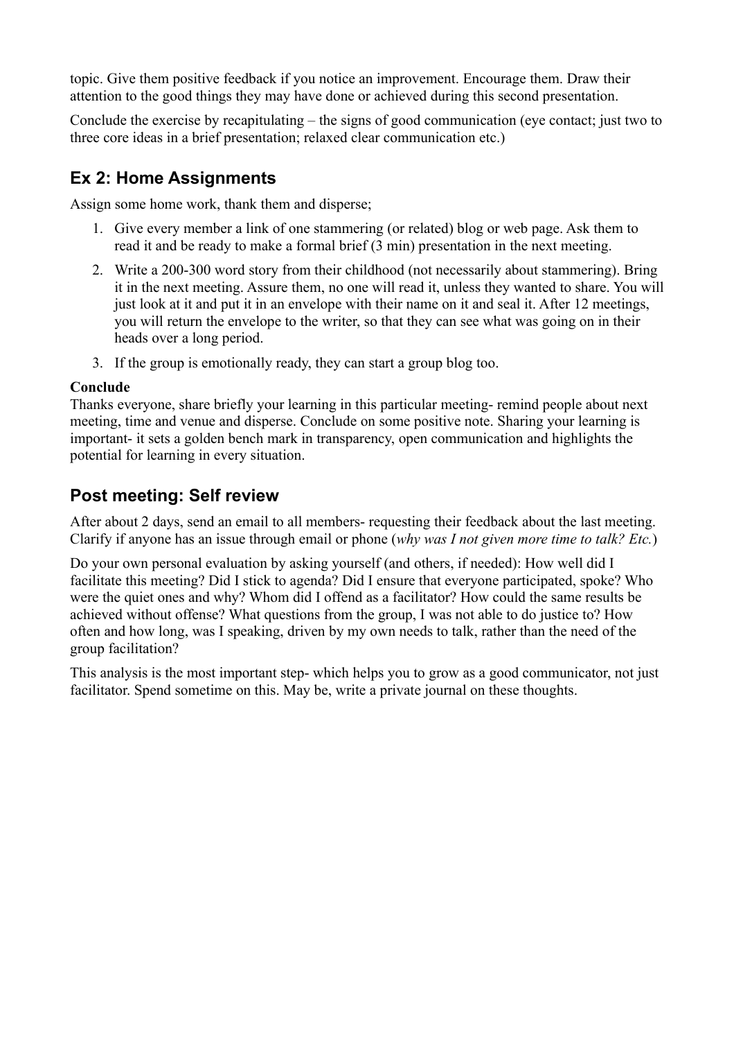topic. Give them positive feedback if you notice an improvement. Encourage them. Draw their attention to the good things they may have done or achieved during this second presentation.

Conclude the exercise by recapitulating – the signs of good communication (eye contact; just two to three core ideas in a brief presentation; relaxed clear communication etc.)

## Ex 2: Home Assignments

Assign some home work, thank them and disperse;

1. Give every member a link of one stammering (or related) blog or web page. Ask them to read it and be ready to make a formal brief (3 min) presentation in the next meeting.
2. Write a 200-300 word story from their childhood (not necessarily about stammering). Bring it in the next meeting. Assure them, no one will read it, unless they wanted to share. You will just look at it and put it in an envelope with their name on it and seal it. After 12 meetings, you will return the envelope to the writer, so that they can see what was going on in their heads over a long period.
3. If the group is emotionally ready, they can start a group blog too.

**Conclude**
Thanks everyone, share briefly your learning in this particular meeting- remind people about next meeting, time and venue and disperse. Conclude on some positive note. Sharing your learning is important- it sets a golden bench mark in transparency, open communication and highlights the potential for learning in every situation.

## Post meeting: Self review

After about 2 days, send an email to all members- requesting their feedback about the last meeting. Clarify if anyone has an issue through email or phone (*why was I not given more time to talk? Etc.*)

Do your own personal evaluation by asking yourself (and others, if needed): How well did I facilitate this meeting? Did I stick to agenda? Did I ensure that everyone participated, spoke? Who were the quiet ones and why? Whom did I offend as a facilitator? How could the same results be achieved without offense? What questions from the group, I was not able to do justice to? How often and how long, was I speaking, driven by my own needs to talk, rather than the need of the group facilitation?

This analysis is the most important step- which helps you to grow as a good communicator, not just facilitator. Spend sometime on this. May be, write a private journal on these thoughts.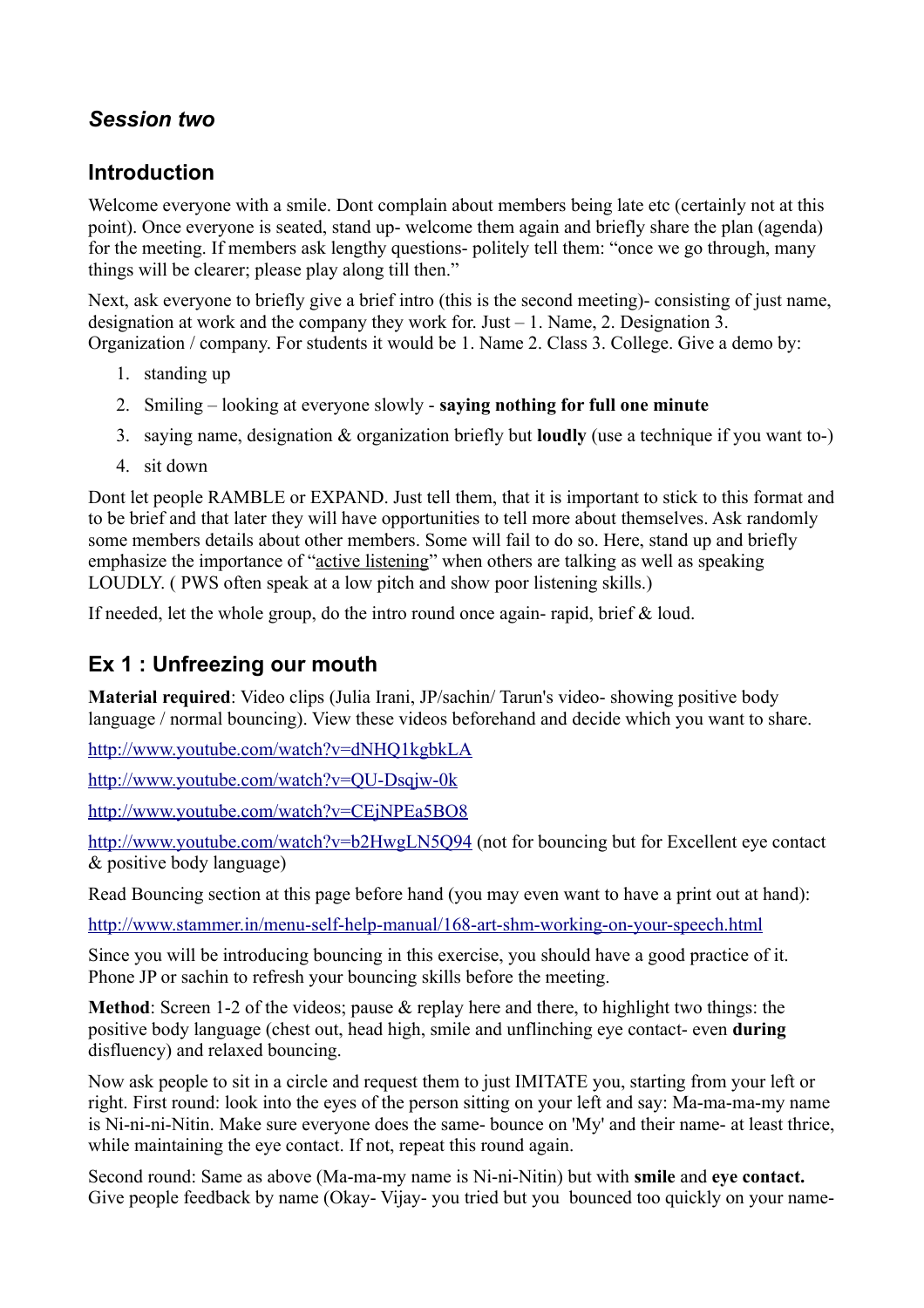## *Session two*

## Introduction

Welcome everyone with a smile. Dont complain about members being late etc (certainly not at this point). Once everyone is seated, stand up- welcome them again and briefly share the plan (agenda) for the meeting. If members ask lengthy questions- politely tell them: "once we go through, many things will be clearer; please play along till then."

Next, ask everyone to briefly give a brief intro (this is the second meeting)- consisting of just name, designation at work and the company they work for. Just – 1. Name, 2. Designation 3. Organization / company. For students it would be 1. Name 2. Class 3. College. Give a demo by:

1. standing up
2. Smiling – looking at everyone slowly - **saying nothing for full one minute**
3. saying name, designation & organization briefly but **loudly** (use a technique if you want to-)
4. sit down

Dont let people RAMBLE or EXPAND. Just tell them, that it is important to stick to this format and to be brief and that later they will have opportunities to tell more about themselves. Ask randomly some members details about other members. Some will fail to do so. Here, stand up and briefly emphasize the importance of "active listening" when others are talking as well as speaking LOUDLY. ( PWS often speak at a low pitch and show poor listening skills.)

If needed, let the whole group, do the intro round once again- rapid, brief & loud.

## Ex 1 : Unfreezing our mouth

**Material required**: Video clips (Julia Irani, JP/sachin/ Tarun's video- showing positive body language / normal bouncing). View these videos beforehand and decide which you want to share.

http://www.youtube.com/watch?v=dNHQ1kgbkLA

http://www.youtube.com/watch?v=QU-Dsqjw-0k

http://www.youtube.com/watch?v=CEjNPEa5BO8

http://www.youtube.com/watch?v=b2HwgLN5Q94 (not for bouncing but for Excellent eye contact & positive body language)

Read Bouncing section at this page before hand (you may even want to have a print out at hand):

http://www.stammer.in/menu-self-help-manual/168-art-shm-working-on-your-speech.html

Since you will be introducing bouncing in this exercise, you should have a good practice of it. Phone JP or sachin to refresh your bouncing skills before the meeting.

**Method**: Screen 1-2 of the videos; pause & replay here and there, to highlight two things: the positive body language (chest out, head high, smile and unflinching eye contact- even **during** disfluency) and relaxed bouncing.

Now ask people to sit in a circle and request them to just IMITATE you, starting from your left or right. First round: look into the eyes of the person sitting on your left and say: Ma-ma-ma-my name is Ni-ni-ni-Nitin. Make sure everyone does the same- bounce on 'My' and their name- at least thrice, while maintaining the eye contact. If not, repeat this round again.

Second round: Same as above (Ma-ma-my name is Ni-ni-Nitin) but with **smile** and **eye contact.** Give people feedback by name (Okay- Vijay- you tried but you bounced too quickly on your name-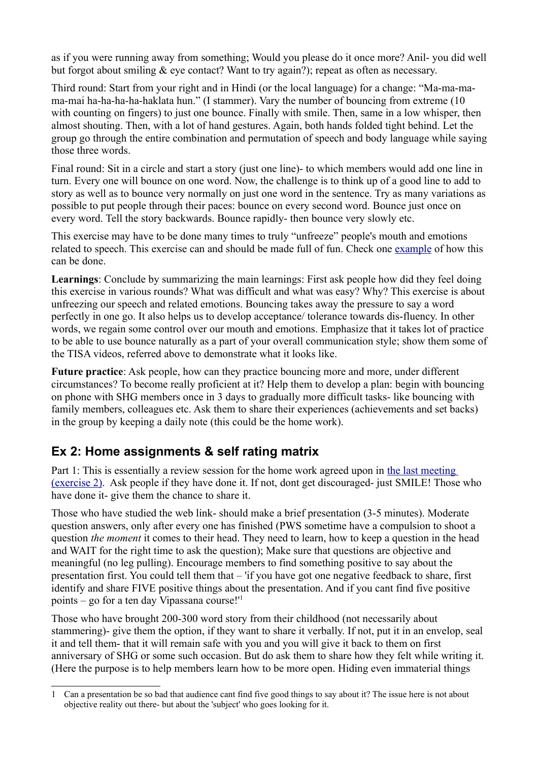as if you were running away from something; Would you please do it once more? Anil- you did well but forgot about smiling & eye contact? Want to try again?); repeat as often as necessary.

Third round: Start from your right and in Hindi (or the local language) for a change: "Ma-ma-ma-ma-mai ha-ha-ha-ha-haklata hun." (I stammer). Vary the number of bouncing from extreme (10 with counting on fingers) to just one bounce. Finally with smile. Then, same in a low whisper, then almost shouting. Then, with a lot of hand gestures. Again, both hands folded tight behind. Let the group go through the entire combination and permutation of speech and body language while saying those three words.

Final round: Sit in a circle and start a story (just one line)- to which members would add one line in turn. Every one will bounce on one word. Now, the challenge is to think up of a good line to add to story as well as to bounce very normally on just one word in the sentence. Try as many variations as possible to put people through their paces: bounce on every second word. Bounce just once on every word. Tell the story backwards. Bounce rapidly- then bounce very slowly etc.

This exercise may have to be done many times to truly "unfreeze" people's mouth and emotions related to speech. This exercise can and should be made full of fun. Check one example of how this can be done.

**Learnings**: Conclude by summarizing the main learnings: First ask people how did they feel doing this exercise in various rounds? What was difficult and what was easy? Why? This exercise is about unfreezing our speech and related emotions. Bouncing takes away the pressure to say a word perfectly in one go. It also helps us to develop acceptance/ tolerance towards dis-fluency. In other words, we regain some control over our mouth and emotions. Emphasize that it takes lot of practice to be able to use bounce naturally as a part of your overall communication style; show them some of the TISA videos, referred above to demonstrate what it looks like.

**Future practice**: Ask people, how can they practice bouncing more and more, under different circumstances? To become really proficient at it? Help them to develop a plan: begin with bouncing on phone with SHG members once in 3 days to gradually more difficult tasks- like bouncing with family members, colleagues etc. Ask them to share their experiences (achievements and set backs) in the group by keeping a daily note (this could be the home work).

## Ex 2: Home assignments & self rating matrix

Part 1: This is essentially a review session for the home work agreed upon in the last meeting (exercise 2). Ask people if they have done it. If not, dont get discouraged- just SMILE! Those who have done it- give them the chance to share it.

Those who have studied the web link- should make a brief presentation (3-5 minutes). Moderate question answers, only after every one has finished (PWS sometime have a compulsion to shoot a question *the moment* it comes to their head. They need to learn, how to keep a question in the head and WAIT for the right time to ask the question); Make sure that questions are objective and meaningful (no leg pulling). Encourage members to find something positive to say about the presentation first. You could tell them that – 'if you have got one negative feedback to share, first identify and share FIVE positive things about the presentation. And if you cant find five positive points – go for a ten day Vipassana course!'[1]

Those who have brought 200-300 word story from their childhood (not necessarily about stammering)- give them the option, if they want to share it verbally. If not, put it in an envelop, seal it and tell them- that it will remain safe with you and you will give it back to them on first anniversary of SHG or some such occasion. But do ask them to share how they felt while writing it. (Here the purpose is to help members learn how to be more open. Hiding even immaterial things

---

1 Can a presentation be so bad that audience cant find five good things to say about it? The issue here is not about objective reality out there- but about the 'subject' who goes looking for it.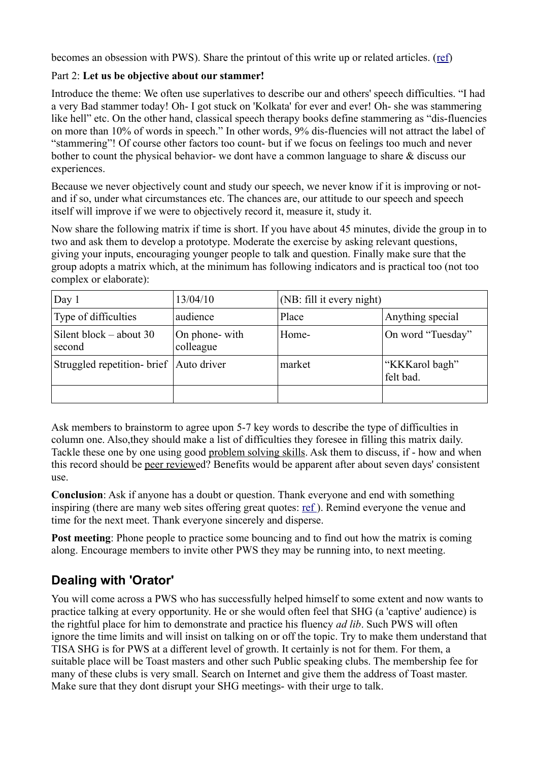becomes an obsession with PWS). Share the printout of this write up or related articles. (ref)

Part 2: **Let us be objective about our stammer!**

Introduce the theme: We often use superlatives to describe our and others' speech difficulties. "I had a very Bad stammer today! Oh- I got stuck on 'Kolkata' for ever and ever! Oh- she was stammering like hell" etc. On the other hand, classical speech therapy books define stammering as "dis-fluencies on more than 10% of words in speech." In other words, 9% dis-fluencies will not attract the label of "stammering"! Of course other factors too count- but if we focus on feelings too much and never bother to count the physical behavior- we dont have a common language to share & discuss our experiences.

Because we never objectively count and study our speech, we never know if it is improving or not- and if so, under what circumstances etc. The chances are, our attitude to our speech and speech itself will improve if we were to objectively record it, measure it, study it.

Now share the following matrix if time is short. If you have about 45 minutes, divide the group in to two and ask them to develop a prototype. Moderate the exercise by asking relevant questions, giving your inputs, encouraging younger people to talk and question. Finally make sure that the group adopts a matrix which, at the minimum has following indicators and is practical too (not too complex or elaborate):

| Day 1 | 13/04/10 | (NB: fill it every night) | |
|---|---|---|---|
| Type of difficulties | audience | Place | Anything special |
| Silent block – about 30 second | On phone- with colleague | Home- | On word "Tuesday" |
| Struggled repetition- brief | Auto driver | market | "KKKarol bagh" felt bad. |
| | | | |

Ask members to brainstorm to agree upon 5-7 key words to describe the type of difficulties in column one. Also,they should make a list of difficulties they foresee in filling this matrix daily. Tackle these one by one using good problem solving skills. Ask them to discuss, if - how and when this record should be peer reviewed? Benefits would be apparent after about seven days' consistent use.

**Conclusion**: Ask if anyone has a doubt or question. Thank everyone and end with something inspiring (there are many web sites offering great quotes: ref ). Remind everyone the venue and time for the next meet. Thank everyone sincerely and disperse.

**Post meeting**: Phone people to practice some bouncing and to find out how the matrix is coming along. Encourage members to invite other PWS they may be running into, to next meeting.

## Dealing with 'Orator'

You will come across a PWS who has successfully helped himself to some extent and now wants to practice talking at every opportunity. He or she would often feel that SHG (a 'captive' audience) is the rightful place for him to demonstrate and practice his fluency *ad lib*. Such PWS will often ignore the time limits and will insist on talking on or off the topic. Try to make them understand that TISA SHG is for PWS at a different level of growth. It certainly is not for them. For them, a suitable place will be Toast masters and other such Public speaking clubs. The membership fee for many of these clubs is very small. Search on Internet and give them the address of Toast master. Make sure that they dont disrupt your SHG meetings- with their urge to talk.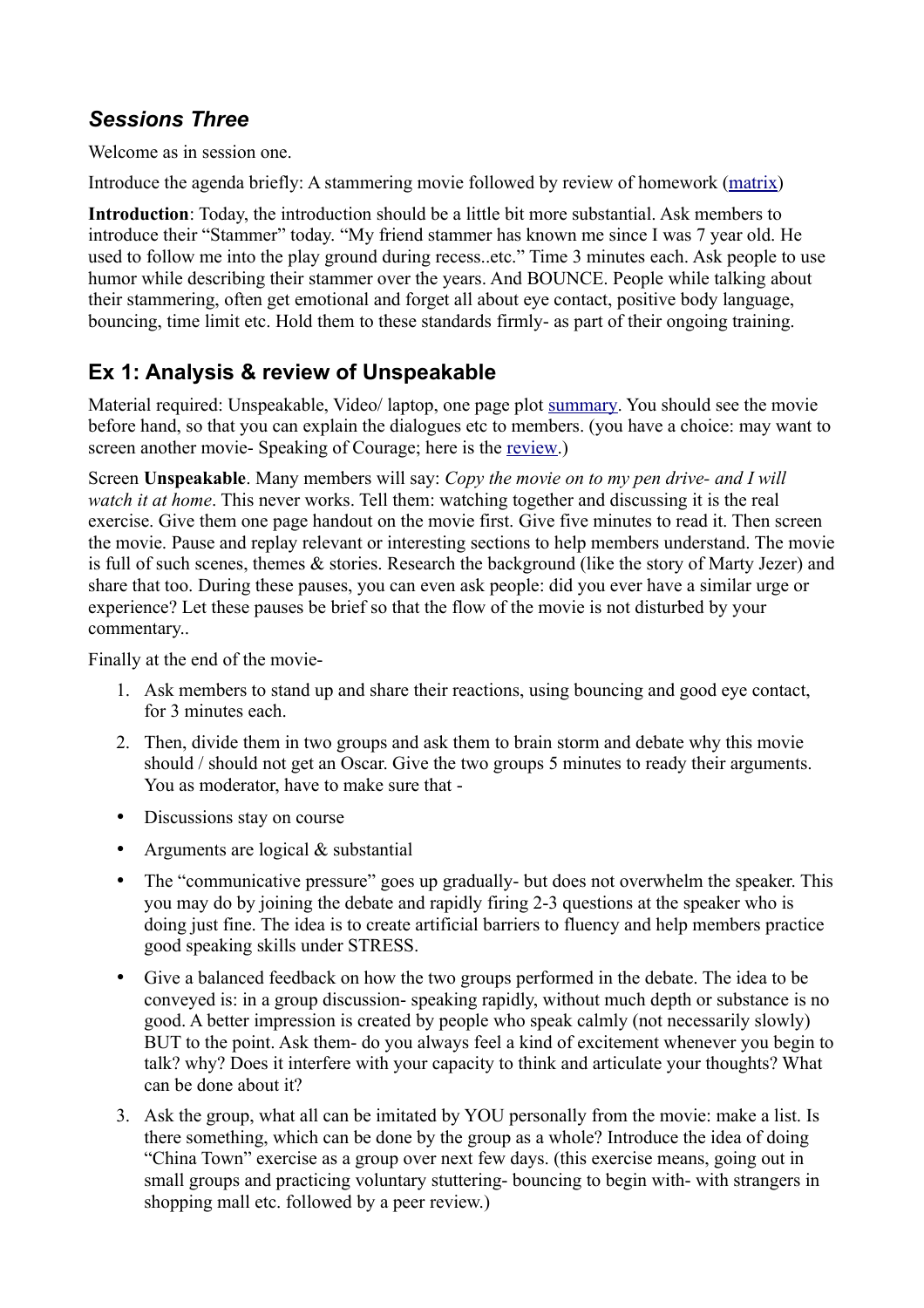## *Sessions Three*

Welcome as in session one.

Introduce the agenda briefly: A stammering movie followed by review of homework (matrix)

**Introduction**: Today, the introduction should be a little bit more substantial. Ask members to introduce their "Stammer" today. "My friend stammer has known me since I was 7 year old. He used to follow me into the play ground during recess..etc." Time 3 minutes each. Ask people to use humor while describing their stammer over the years. And BOUNCE. People while talking about their stammering, often get emotional and forget all about eye contact, positive body language, bouncing, time limit etc. Hold them to these standards firmly- as part of their ongoing training.

## Ex 1: Analysis & review of Unspeakable

Material required: Unspeakable, Video/ laptop, one page plot summary. You should see the movie before hand, so that you can explain the dialogues etc to members. (you have a choice: may want to screen another movie- Speaking of Courage; here is the review.)

Screen **Unspeakable**. Many members will say: *Copy the movie on to my pen drive- and I will watch it at home*. This never works. Tell them: watching together and discussing it is the real exercise. Give them one page handout on the movie first. Give five minutes to read it. Then screen the movie. Pause and replay relevant or interesting sections to help members understand. The movie is full of such scenes, themes & stories. Research the background (like the story of Marty Jezer) and share that too. During these pauses, you can even ask people: did you ever have a similar urge or experience? Let these pauses be brief so that the flow of the movie is not disturbed by your commentary..

Finally at the end of the movie-

1. Ask members to stand up and share their reactions, using bouncing and good eye contact, for 3 minutes each.
2. Then, divide them in two groups and ask them to brain storm and debate why this movie should / should not get an Oscar. Give the two groups 5 minutes to ready their arguments. You as moderator, have to make sure that -

- Discussions stay on course
- Arguments are logical & substantial
- The "communicative pressure" goes up gradually- but does not overwhelm the speaker. This you may do by joining the debate and rapidly firing 2-3 questions at the speaker who is doing just fine. The idea is to create artificial barriers to fluency and help members practice good speaking skills under STRESS.
- Give a balanced feedback on how the two groups performed in the debate. The idea to be conveyed is: in a group discussion- speaking rapidly, without much depth or substance is no good. A better impression is created by people who speak calmly (not necessarily slowly) BUT to the point. Ask them- do you always feel a kind of excitement whenever you begin to talk? why? Does it interfere with your capacity to think and articulate your thoughts? What can be done about it?

3. Ask the group, what all can be imitated by YOU personally from the movie: make a list. Is there something, which can be done by the group as a whole? Introduce the idea of doing "China Town" exercise as a group over next few days. (this exercise means, going out in small groups and practicing voluntary stuttering- bouncing to begin with- with strangers in shopping mall etc. followed by a peer review.)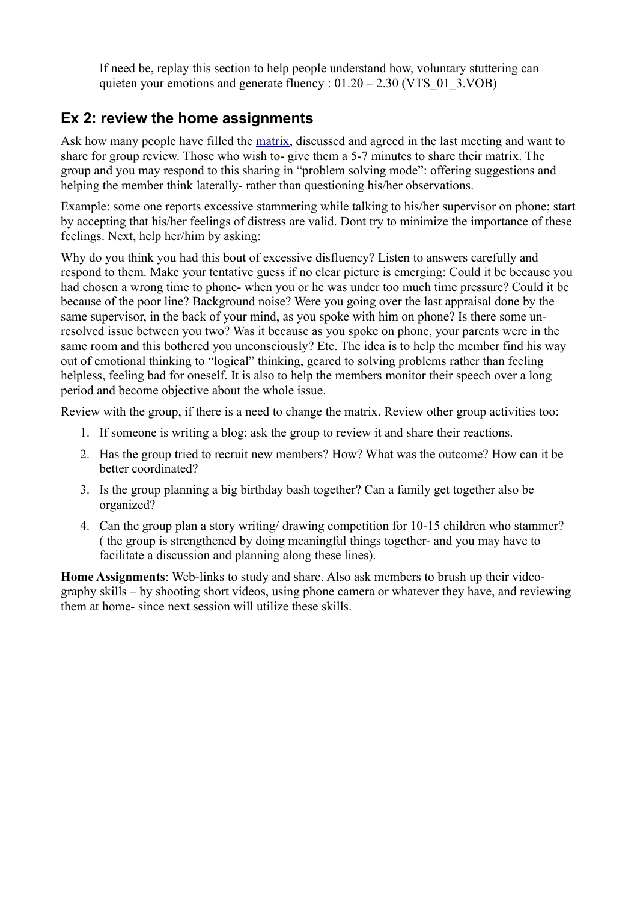If need be, replay this section to help people understand how, voluntary stuttering can quieten your emotions and generate fluency : 01.20 – 2.30 (VTS_01_3.VOB)

## Ex 2: review the home assignments

Ask how many people have filled the matrix, discussed and agreed in the last meeting and want to share for group review. Those who wish to- give them a 5-7 minutes to share their matrix. The group and you may respond to this sharing in "problem solving mode": offering suggestions and helping the member think laterally- rather than questioning his/her observations.

Example: some one reports excessive stammering while talking to his/her supervisor on phone; start by accepting that his/her feelings of distress are valid. Dont try to minimize the importance of these feelings. Next, help her/him by asking:

Why do you think you had this bout of excessive disfluency? Listen to answers carefully and respond to them. Make your tentative guess if no clear picture is emerging: Could it be because you had chosen a wrong time to phone- when you or he was under too much time pressure? Could it be because of the poor line? Background noise? Were you going over the last appraisal done by the same supervisor, in the back of your mind, as you spoke with him on phone? Is there some un-resolved issue between you two? Was it because as you spoke on phone, your parents were in the same room and this bothered you unconsciously? Etc. The idea is to help the member find his way out of emotional thinking to "logical" thinking, geared to solving problems rather than feeling helpless, feeling bad for oneself. It is also to help the members monitor their speech over a long period and become objective about the whole issue.

Review with the group, if there is a need to change the matrix. Review other group activities too:

1. If someone is writing a blog: ask the group to review it and share their reactions.
2. Has the group tried to recruit new members? How? What was the outcome? How can it be better coordinated?
3. Is the group planning a big birthday bash together? Can a family get together also be organized?
4. Can the group plan a story writing/ drawing competition for 10-15 children who stammer? ( the group is strengthened by doing meaningful things together- and you may have to facilitate a discussion and planning along these lines).

**Home Assignments**: Web-links to study and share. Also ask members to brush up their video-graphy skills – by shooting short videos, using phone camera or whatever they have, and reviewing them at home- since next session will utilize these skills.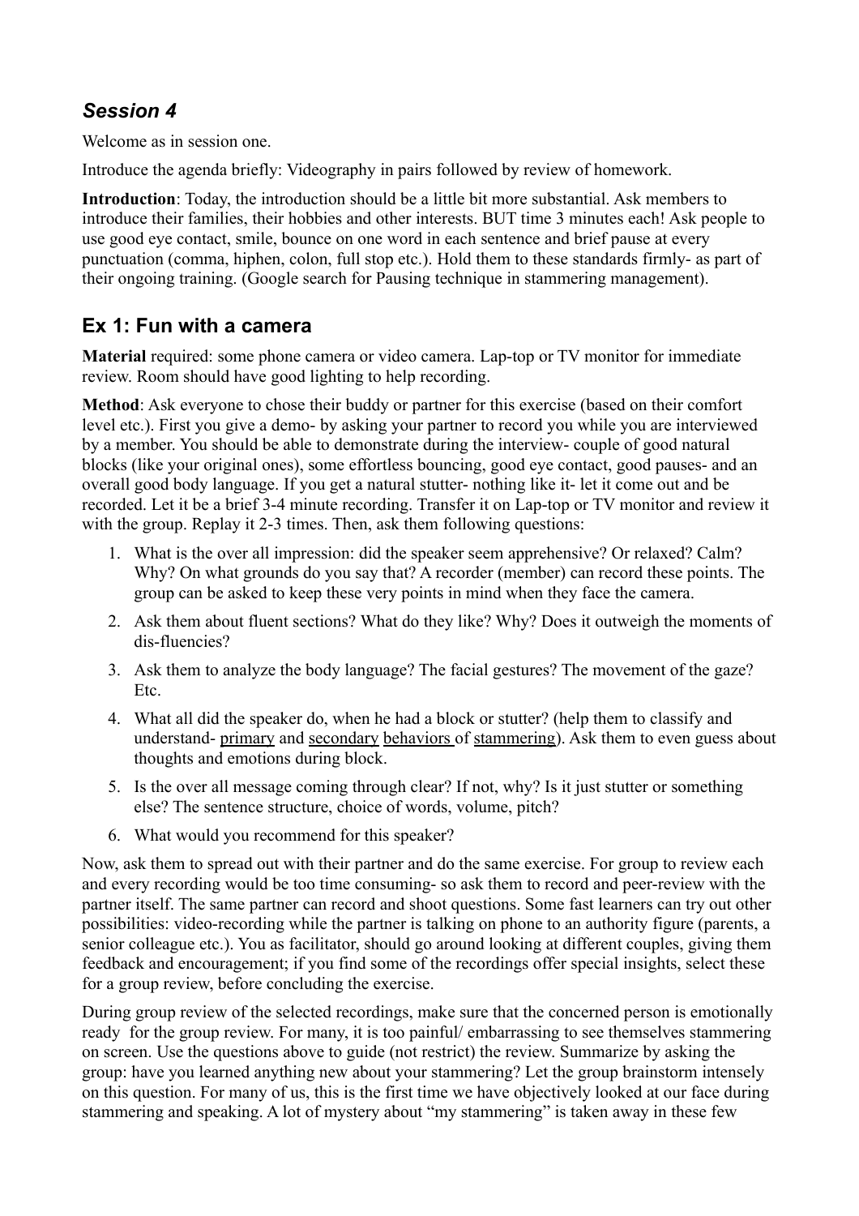## *Session 4*

Welcome as in session one.

Introduce the agenda briefly: Videography in pairs followed by review of homework.

**Introduction**: Today, the introduction should be a little bit more substantial. Ask members to introduce their families, their hobbies and other interests. BUT time 3 minutes each! Ask people to use good eye contact, smile, bounce on one word in each sentence and brief pause at every punctuation (comma, hiphen, colon, full stop etc.). Hold them to these standards firmly- as part of their ongoing training. (Google search for Pausing technique in stammering management).

## Ex 1: Fun with a camera

**Material** required: some phone camera or video camera. Lap-top or TV monitor for immediate review. Room should have good lighting to help recording.

**Method**: Ask everyone to chose their buddy or partner for this exercise (based on their comfort level etc.). First you give a demo- by asking your partner to record you while you are interviewed by a member. You should be able to demonstrate during the interview- couple of good natural blocks (like your original ones), some effortless bouncing, good eye contact, good pauses- and an overall good body language. If you get a natural stutter- nothing like it- let it come out and be recorded. Let it be a brief 3-4 minute recording. Transfer it on Lap-top or TV monitor and review it with the group. Replay it 2-3 times. Then, ask them following questions:

1. What is the over all impression: did the speaker seem apprehensive? Or relaxed? Calm? Why? On what grounds do you say that? A recorder (member) can record these points. The group can be asked to keep these very points in mind when they face the camera.
2. Ask them about fluent sections? What do they like? Why? Does it outweigh the moments of dis-fluencies?
3. Ask them to analyze the body language? The facial gestures? The movement of the gaze? Etc.
4. What all did the speaker do, when he had a block or stutter? (help them to classify and understand- primary and secondary behaviors of stammering). Ask them to even guess about thoughts and emotions during block.
5. Is the over all message coming through clear? If not, why? Is it just stutter or something else? The sentence structure, choice of words, volume, pitch?
6. What would you recommend for this speaker?

Now, ask them to spread out with their partner and do the same exercise. For group to review each and every recording would be too time consuming- so ask them to record and peer-review with the partner itself. The same partner can record and shoot questions. Some fast learners can try out other possibilities: video-recording while the partner is talking on phone to an authority figure (parents, a senior colleague etc.). You as facilitator, should go around looking at different couples, giving them feedback and encouragement; if you find some of the recordings offer special insights, select these for a group review, before concluding the exercise.

During group review of the selected recordings, make sure that the concerned person is emotionally ready for the group review. For many, it is too painful/ embarrassing to see themselves stammering on screen. Use the questions above to guide (not restrict) the review. Summarize by asking the group: have you learned anything new about your stammering? Let the group brainstorm intensely on this question. For many of us, this is the first time we have objectively looked at our face during stammering and speaking. A lot of mystery about "my stammering" is taken away in these few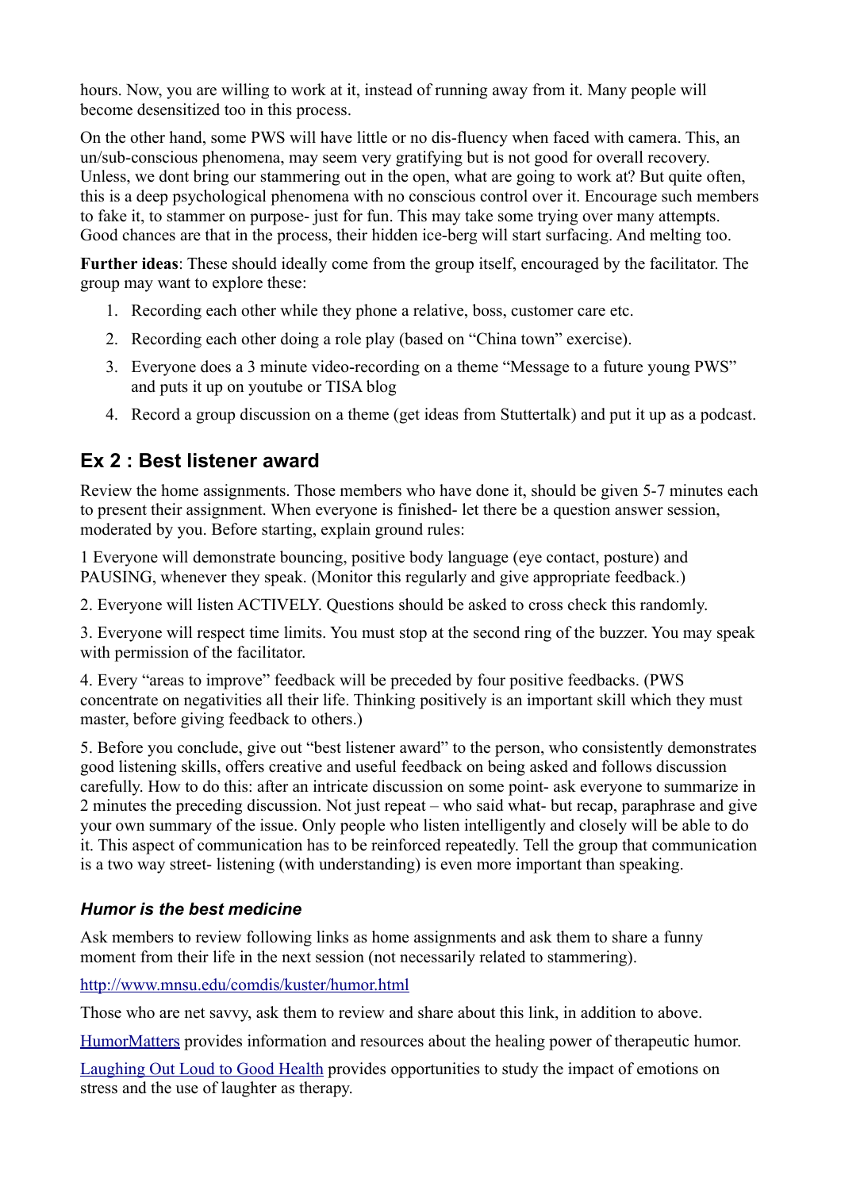hours. Now, you are willing to work at it, instead of running away from it. Many people will become desensitized too in this process.

On the other hand, some PWS will have little or no dis-fluency when faced with camera. This, an un/sub-conscious phenomena, may seem very gratifying but is not good for overall recovery. Unless, we dont bring our stammering out in the open, what are going to work at? But quite often, this is a deep psychological phenomena with no conscious control over it. Encourage such members to fake it, to stammer on purpose- just for fun. This may take some trying over many attempts. Good chances are that in the process, their hidden ice-berg will start surfacing. And melting too.

**Further ideas**: These should ideally come from the group itself, encouraged by the facilitator. The group may want to explore these:

1. Recording each other while they phone a relative, boss, customer care etc.
2. Recording each other doing a role play (based on "China town" exercise).
3. Everyone does a 3 minute video-recording on a theme "Message to a future young PWS" and puts it up on youtube or TISA blog
4. Record a group discussion on a theme (get ideas from Stuttertalk) and put it up as a podcast.

## Ex 2 : Best listener award

Review the home assignments. Those members who have done it, should be given 5-7 minutes each to present their assignment. When everyone is finished- let there be a question answer session, moderated by you. Before starting, explain ground rules:

1 Everyone will demonstrate bouncing, positive body language (eye contact, posture) and PAUSING, whenever they speak. (Monitor this regularly and give appropriate feedback.)

2. Everyone will listen ACTIVELY. Questions should be asked to cross check this randomly.

3. Everyone will respect time limits. You must stop at the second ring of the buzzer. You may speak with permission of the facilitator.

4. Every "areas to improve" feedback will be preceded by four positive feedbacks. (PWS concentrate on negativities all their life. Thinking positively is an important skill which they must master, before giving feedback to others.)

5. Before you conclude, give out "best listener award" to the person, who consistently demonstrates good listening skills, offers creative and useful feedback on being asked and follows discussion carefully. How to do this: after an intricate discussion on some point- ask everyone to summarize in 2 minutes the preceding discussion. Not just repeat – who said what- but recap, paraphrase and give your own summary of the issue. Only people who listen intelligently and closely will be able to do it. This aspect of communication has to be reinforced repeatedly. Tell the group that communication is a two way street- listening (with understanding) is even more important than speaking.

### *Humor is the best medicine*

Ask members to review following links as home assignments and ask them to share a funny moment from their life in the next session (not necessarily related to stammering).

http://www.mnsu.edu/comdis/kuster/humor.html

Those who are net savvy, ask them to review and share about this link, in addition to above.

HumorMatters provides information and resources about the healing power of therapeutic humor.

Laughing Out Loud to Good Health provides opportunities to study the impact of emotions on stress and the use of laughter as therapy.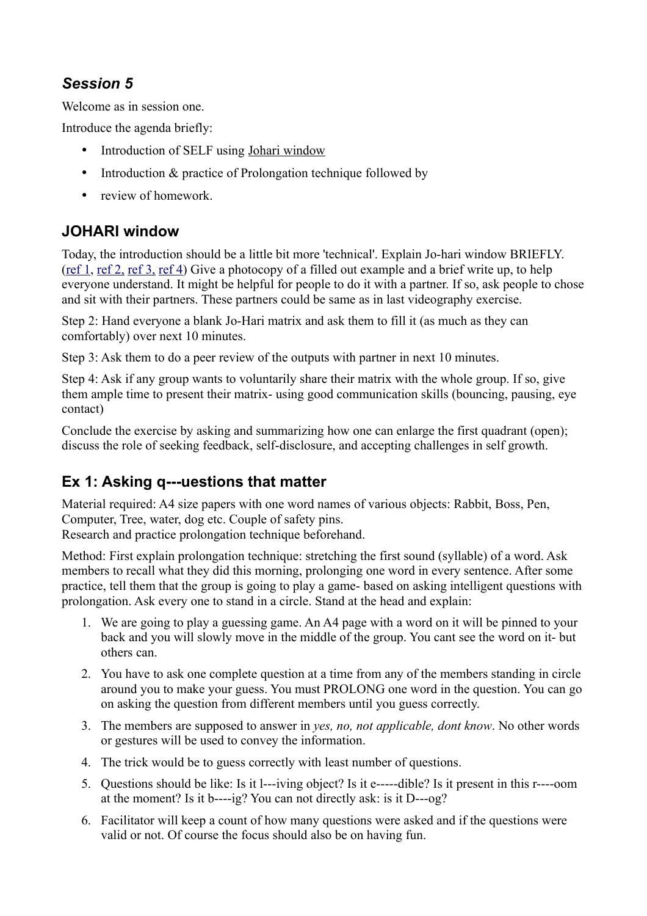## *Session 5*

Welcome as in session one.

Introduce the agenda briefly:

- Introduction of SELF using Johari window
- Introduction & practice of Prolongation technique followed by
- review of homework.

## JOHARI window

Today, the introduction should be a little bit more 'technical'. Explain Jo-hari window BRIEFLY. (ref 1, ref 2, ref 3, ref 4) Give a photocopy of a filled out example and a brief write up, to help everyone understand. It might be helpful for people to do it with a partner. If so, ask people to chose and sit with their partners. These partners could be same as in last videography exercise.

Step 2: Hand everyone a blank Jo-Hari matrix and ask them to fill it (as much as they can comfortably) over next 10 minutes.

Step 3: Ask them to do a peer review of the outputs with partner in next 10 minutes.

Step 4: Ask if any group wants to voluntarily share their matrix with the whole group. If so, give them ample time to present their matrix- using good communication skills (bouncing, pausing, eye contact)

Conclude the exercise by asking and summarizing how one can enlarge the first quadrant (open); discuss the role of seeking feedback, self-disclosure, and accepting challenges in self growth.

## Ex 1: Asking q---uestions that matter

Material required: A4 size papers with one word names of various objects: Rabbit, Boss, Pen, Computer, Tree, water, dog etc. Couple of safety pins.
Research and practice prolongation technique beforehand.

Method: First explain prolongation technique: stretching the first sound (syllable) of a word. Ask members to recall what they did this morning, prolonging one word in every sentence. After some practice, tell them that the group is going to play a game- based on asking intelligent questions with prolongation. Ask every one to stand in a circle. Stand at the head and explain:

1. We are going to play a guessing game. An A4 page with a word on it will be pinned to your back and you will slowly move in the middle of the group. You cant see the word on it- but others can.
2. You have to ask one complete question at a time from any of the members standing in circle around you to make your guess. You must PROLONG one word in the question. You can go on asking the question from different members until you guess correctly.
3. The members are supposed to answer in *yes, no, not applicable, dont know*. No other words or gestures will be used to convey the information.
4. The trick would be to guess correctly with least number of questions.
5. Questions should be like: Is it l---iving object? Is it e-----dible? Is it present in this r----oom at the moment? Is it b----ig? You can not directly ask: is it D---og?
6. Facilitator will keep a count of how many questions were asked and if the questions were valid or not. Of course the focus should also be on having fun.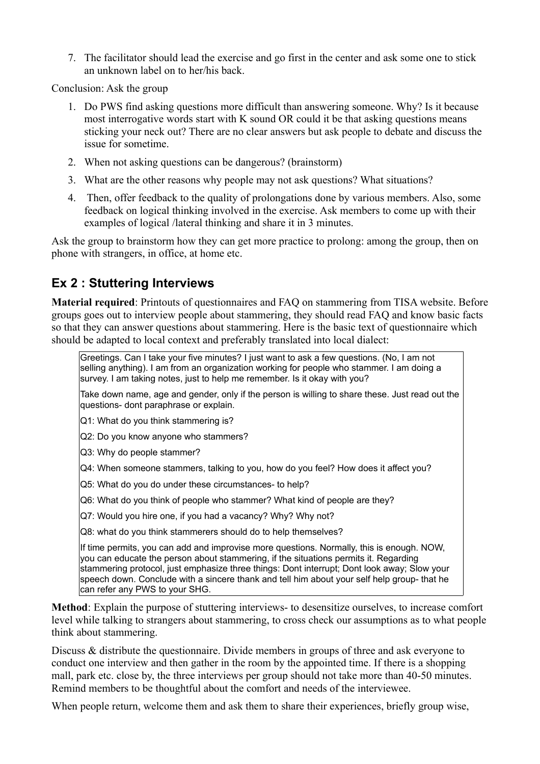7. The facilitator should lead the exercise and go first in the center and ask some one to stick an unknown label on to her/his back.

Conclusion: Ask the group

1. Do PWS find asking questions more difficult than answering someone. Why? Is it because most interrogative words start with K sound OR could it be that asking questions means sticking your neck out? There are no clear answers but ask people to debate and discuss the issue for sometime.
2. When not asking questions can be dangerous? (brainstorm)
3. What are the other reasons why people may not ask questions? What situations?
4. Then, offer feedback to the quality of prolongations done by various members. Also, some feedback on logical thinking involved in the exercise. Ask members to come up with their examples of logical /lateral thinking and share it in 3 minutes.

Ask the group to brainstorm how they can get more practice to prolong: among the group, then on phone with strangers, in office, at home etc.

## Ex 2 : Stuttering Interviews

**Material required**: Printouts of questionnaires and FAQ on stammering from TISA website. Before groups goes out to interview people about stammering, they should read FAQ and know basic facts so that they can answer questions about stammering. Here is the basic text of questionnaire which should be adapted to local context and preferably translated into local dialect:

> Greetings. Can I take your five minutes? I just want to ask a few questions. (No, I am not selling anything). I am from an organization working for people who stammer. I am doing a survey. I am taking notes, just to help me remember. Is it okay with you?
>
> Take down name, age and gender, only if the person is willing to share these. Just read out the questions- dont paraphrase or explain.
>
> Q1: What do you think stammering is?
>
> Q2: Do you know anyone who stammers?
>
> Q3: Why do people stammer?
>
> Q4: When someone stammers, talking to you, how do you feel? How does it affect you?
>
> Q5: What do you do under these circumstances- to help?
>
> Q6: What do you think of people who stammer? What kind of people are they?
>
> Q7: Would you hire one, if you had a vacancy? Why? Why not?
>
> Q8: what do you think stammerers should do to help themselves?
>
> If time permits, you can add and improvise more questions. Normally, this is enough. NOW, you can educate the person about stammering, if the situations permits it. Regarding stammering protocol, just emphasize three things: Dont interrupt; Dont look away; Slow your speech down. Conclude with a sincere thank and tell him about your self help group- that he can refer any PWS to your SHG.

**Method**: Explain the purpose of stuttering interviews- to desensitize ourselves, to increase comfort level while talking to strangers about stammering, to cross check our assumptions as to what people think about stammering.

Discuss & distribute the questionnaire. Divide members in groups of three and ask everyone to conduct one interview and then gather in the room by the appointed time. If there is a shopping mall, park etc. close by, the three interviews per group should not take more than 40-50 minutes. Remind members to be thoughtful about the comfort and needs of the interviewee.

When people return, welcome them and ask them to share their experiences, briefly group wise,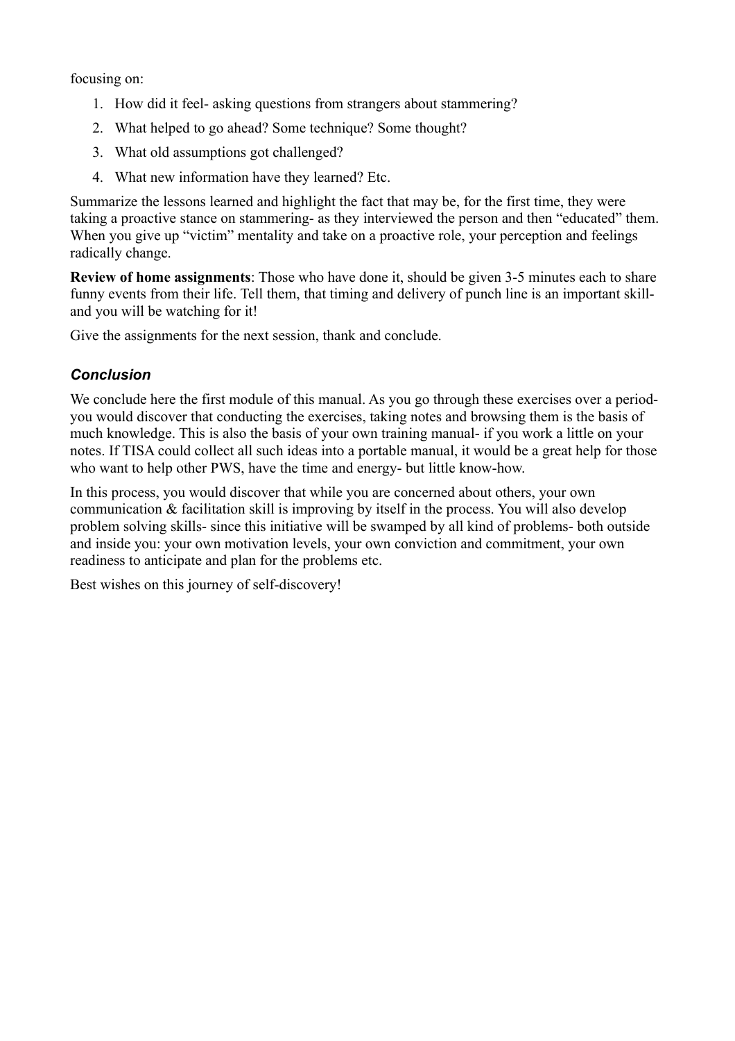focusing on:

1. How did it feel- asking questions from strangers about stammering?
2. What helped to go ahead? Some technique? Some thought?
3. What old assumptions got challenged?
4. What new information have they learned? Etc.

Summarize the lessons learned and highlight the fact that may be, for the first time, they were taking a proactive stance on stammering- as they interviewed the person and then "educated" them. When you give up "victim" mentality and take on a proactive role, your perception and feelings radically change.

**Review of home assignments**: Those who have done it, should be given 3-5 minutes each to share funny events from their life. Tell them, that timing and delivery of punch line is an important skill- and you will be watching for it!

Give the assignments for the next session, thank and conclude.

### *Conclusion*

We conclude here the first module of this manual. As you go through these exercises over a period- you would discover that conducting the exercises, taking notes and browsing them is the basis of much knowledge. This is also the basis of your own training manual- if you work a little on your notes. If TISA could collect all such ideas into a portable manual, it would be a great help for those who want to help other PWS, have the time and energy- but little know-how.

In this process, you would discover that while you are concerned about others, your own communication & facilitation skill is improving by itself in the process. You will also develop problem solving skills- since this initiative will be swamped by all kind of problems- both outside and inside you: your own motivation levels, your own conviction and commitment, your own readiness to anticipate and plan for the problems etc.

Best wishes on this journey of self-discovery!